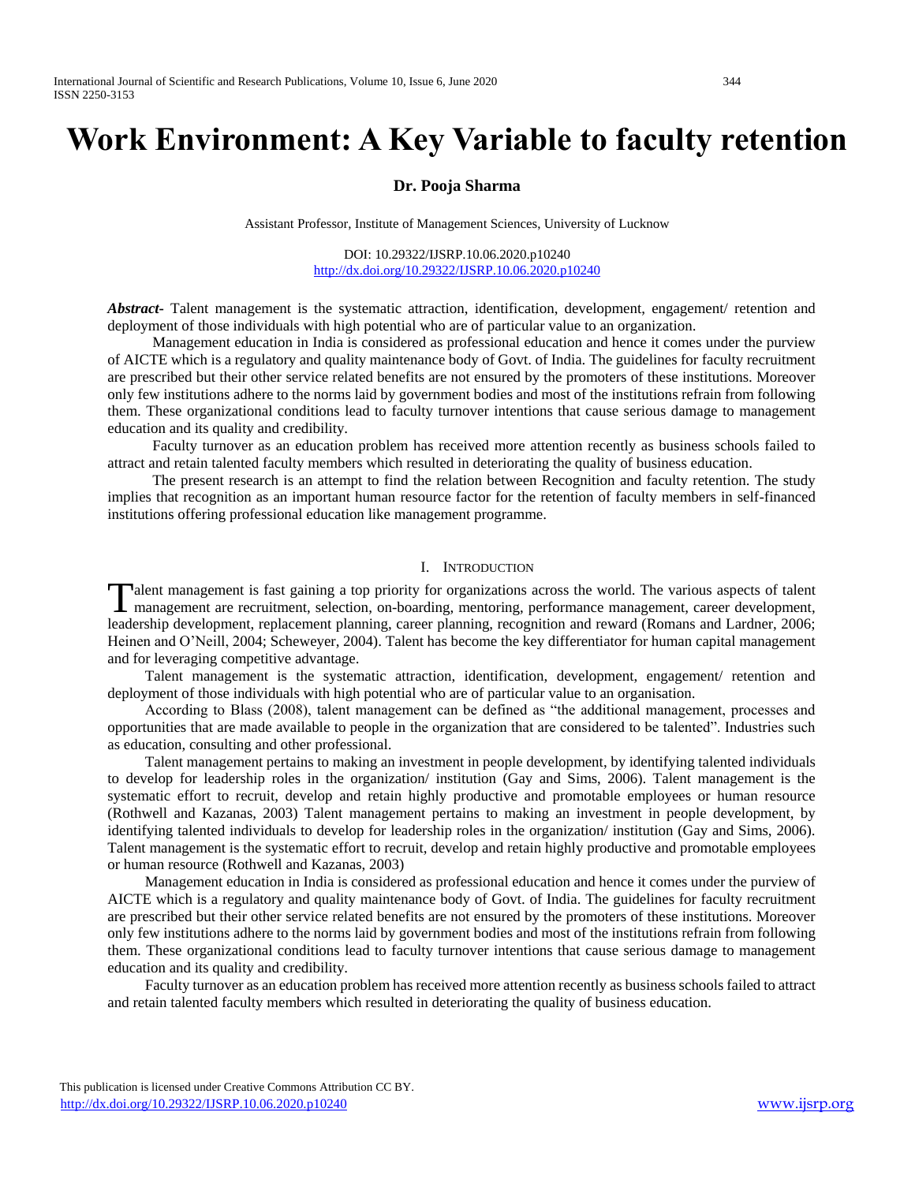# Work Environment: A Key Variable to faculty retention

**Dr. Pooja Sharma**

Assistant Professor, Institute of Management Sciences, University of Lucknow

DOI: 10.29322/IJSRP.10.06.2020.p10240
http://dx.doi.org/10.29322/IJSRP.10.06.2020.p10240

***Abstract-*** Talent management is the systematic attraction, identification, development, engagement/ retention and deployment of those individuals with high potential who are of particular value to an organization.

Management education in India is considered as professional education and hence it comes under the purview of AICTE which is a regulatory and quality maintenance body of Govt. of India. The guidelines for faculty recruitment are prescribed but their other service related benefits are not ensured by the promoters of these institutions. Moreover only few institutions adhere to the norms laid by government bodies and most of the institutions refrain from following them. These organizational conditions lead to faculty turnover intentions that cause serious damage to management education and its quality and credibility.

Faculty turnover as an education problem has received more attention recently as business schools failed to attract and retain talented faculty members which resulted in deteriorating the quality of business education.

The present research is an attempt to find the relation between Recognition and faculty retention. The study implies that recognition as an important human resource factor for the retention of faculty members in self-financed institutions offering professional education like management programme.

## I. Introduction

Talent management is fast gaining a top priority for organizations across the world. The various aspects of talent management are recruitment, selection, on-boarding, mentoring, performance management, career development, leadership development, replacement planning, career planning, recognition and reward (Romans and Lardner, 2006; Heinen and O'Neill, 2004; Scheweyer, 2004). Talent has become the key differentiator for human capital management and for leveraging competitive advantage.

Talent management is the systematic attraction, identification, development, engagement/ retention and deployment of those individuals with high potential who are of particular value to an organisation.

According to Blass (2008), talent management can be defined as "the additional management, processes and opportunities that are made available to people in the organization that are considered to be talented". Industries such as education, consulting and other professional.

Talent management pertains to making an investment in people development, by identifying talented individuals to develop for leadership roles in the organization/ institution (Gay and Sims, 2006). Talent management is the systematic effort to recruit, develop and retain highly productive and promotable employees or human resource (Rothwell and Kazanas, 2003) Talent management pertains to making an investment in people development, by identifying talented individuals to develop for leadership roles in the organization/ institution (Gay and Sims, 2006). Talent management is the systematic effort to recruit, develop and retain highly productive and promotable employees or human resource (Rothwell and Kazanas, 2003)

Management education in India is considered as professional education and hence it comes under the purview of AICTE which is a regulatory and quality maintenance body of Govt. of India. The guidelines for faculty recruitment are prescribed but their other service related benefits are not ensured by the promoters of these institutions. Moreover only few institutions adhere to the norms laid by government bodies and most of the institutions refrain from following them. These organizational conditions lead to faculty turnover intentions that cause serious damage to management education and its quality and credibility.

Faculty turnover as an education problem has received more attention recently as business schools failed to attract and retain talented faculty members which resulted in deteriorating the quality of business education.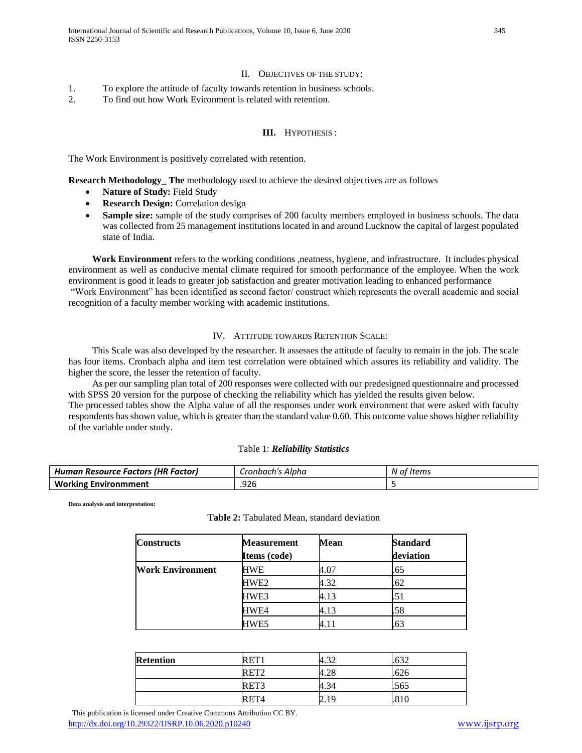## II. OBJECTIVES OF THE STUDY:

1. To explore the attitude of faculty towards retention in business schools.
2. To find out how Work Evironment is related with retention.

## III. HYPOTHESIS :

The Work Environment is positively correlated with retention.

**Research Methodology_ The** methodology used to achieve the desired objectives are as follows

- **Nature of Study:** Field Study
- **Research Design:** Correlation design
- **Sample size:** sample of the study comprises of 200 faculty members employed in business schools. The data was collected from 25 management institutions located in and around Lucknow the capital of largest populated state of India.

**Work Environment** refers to the working conditions ,neatness, hygiene, and infrastructure. It includes physical environment as well as conducive mental climate required for smooth performance of the employee. When the work environment is good it leads to greater job satisfaction and greater motivation leading to enhanced performance
"Work Environment" has been identified as second factor/ construct which represents the overall academic and social recognition of a faculty member working with academic institutions.

## IV. ATTITUDE TOWARDS RETENTION SCALE:

This Scale was also developed by the researcher. It assesses the attitude of faculty to remain in the job. The scale has four items. Cronbach alpha and item test correlation were obtained which assures its reliability and validity. The higher the score, the lesser the retention of faculty.

As per our sampling plan total of 200 responses were collected with our predesigned questionnaire and processed with SPSS 20 version for the purpose of checking the reliability which has yielded the results given below.
The processed tables show the Alpha value of all the responses under work environment that were asked with faculty respondents has shown value, which is greater than the standard value 0.60. This outcome value shows higher reliability of the variable under study.

Table 1: ***Reliability Statistics***

| ***Human Resource Factors (HR Factor)*** | *Cronbach's Alpha* | *N of Items* |
|---|---|---|
| **Working Environmment** | .926 | 5 |

**Data analysis and interpretation:**

**Table 2:** Tabulated Mean, standard deviation

| Constructs | Measurement Items (code) | Mean | Standard deviation |
|---|---|---|---|
| **Work Environment** | HWE | 4.07 | .65 |
| | HWE2 | 4.32 | .62 |
| | HWE3 | 4.13 | .51 |
| | HWE4 | 4.13 | .58 |
| | HWE5 | 4.11 | .63 |
| **Retention** | RET1 | 4.32 | .632 |
| | RET2 | 4.28 | .626 |
| | RET3 | 4.34 | .565 |
| | RET4 | 2.19 | .810 |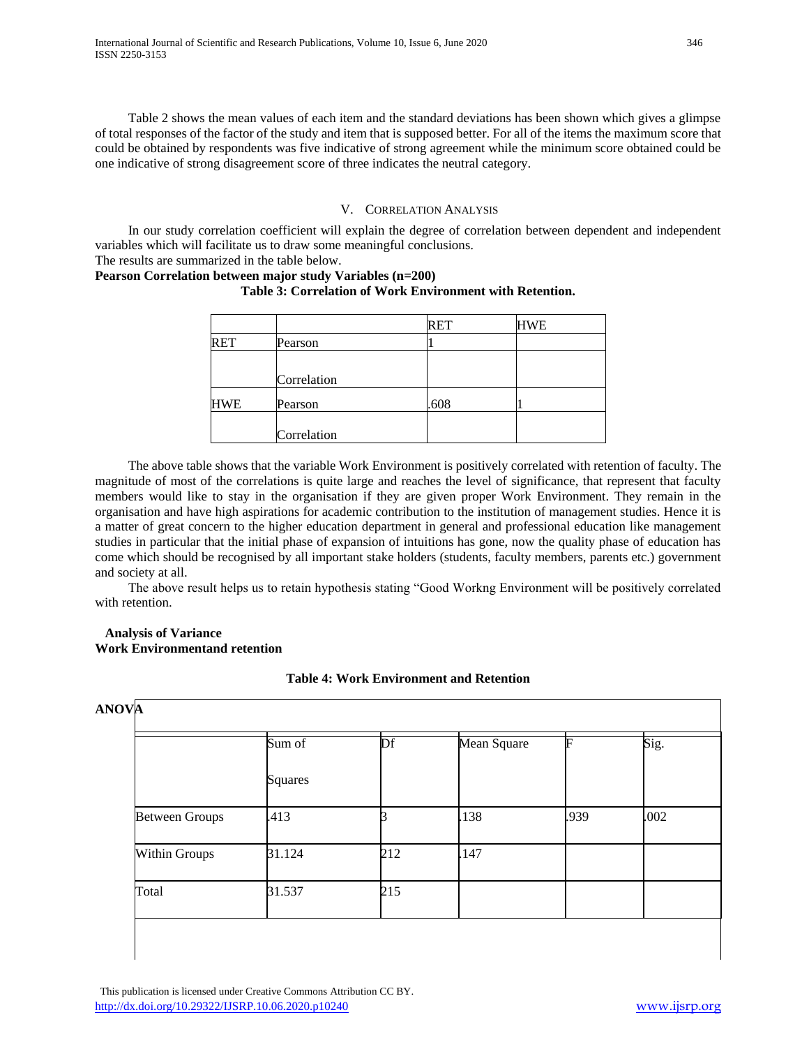Table 2 shows the mean values of each item and the standard deviations has been shown which gives a glimpse of total responses of the factor of the study and item that is supposed better. For all of the items the maximum score that could be obtained by respondents was five indicative of strong agreement while the minimum score obtained could be one indicative of strong disagreement score of three indicates the neutral category.

## V. Correlation Analysis

In our study correlation coefficient will explain the degree of correlation between dependent and independent variables which will facilitate us to draw some meaningful conclusions.
The results are summarized in the table below.

**Pearson Correlation between major study Variables (n=200)**

**Table 3: Correlation of Work Environment with Retention.**

| | | RET | HWE |
|---|---|---|---|
| RET | Pearson Correlation | 1 | |
| HWE | Pearson Correlation | .608 | 1 |

The above table shows that the variable Work Environment is positively correlated with retention of faculty. The magnitude of most of the correlations is quite large and reaches the level of significance, that represent that faculty members would like to stay in the organisation if they are given proper Work Environment. They remain in the organisation and have high aspirations for academic contribution to the institution of management studies. Hence it is a matter of great concern to the higher education department in general and professional education like management studies in particular that the initial phase of expansion of intuitions has gone, now the quality phase of education has come which should be recognised by all important stake holders (students, faculty members, parents etc.) government and society at all.

The above result helps us to retain hypothesis stating "Good Workng Environment will be positively correlated with retention.

**Analysis of Variance**

**Work Environmentand retention**

**Table 4: Work Environment and Retention**

**ANOVA**

| | Sum of Squares | Df | Mean Square | F | Sig. |
|---|---|---|---|---|---|
| Between Groups | .413 | 3 | .138 | .939 | .002 |
| Within Groups | 31.124 | 212 | .147 | | |
| Total | 31.537 | 215 | | | |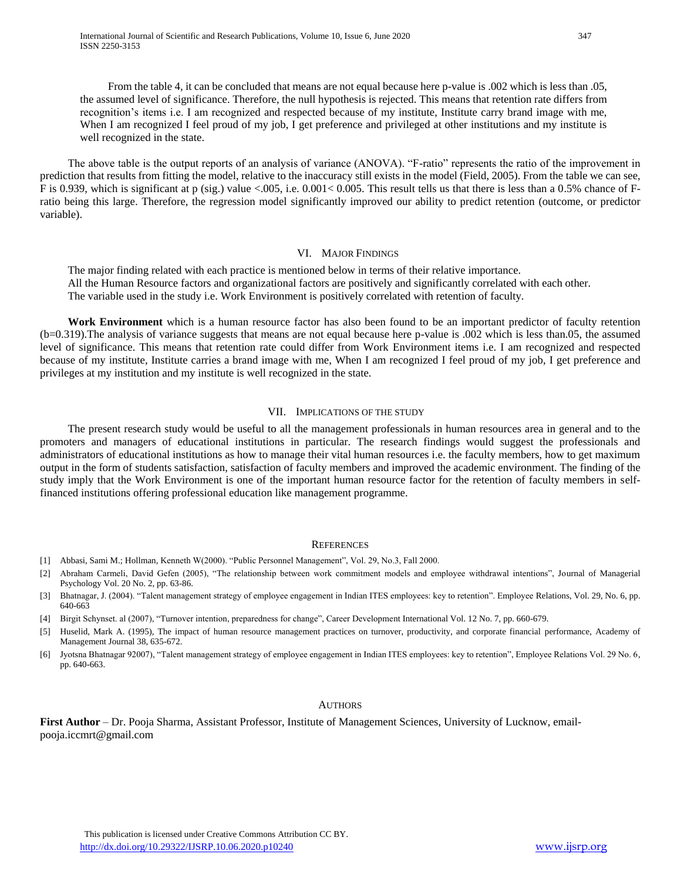From the table 4, it can be concluded that means are not equal because here p-value is .002 which is less than .05, the assumed level of significance. Therefore, the null hypothesis is rejected. This means that retention rate differs from recognition's items i.e. I am recognized and respected because of my institute, Institute carry brand image with me, When I am recognized I feel proud of my job, I get preference and privileged at other institutions and my institute is well recognized in the state.

The above table is the output reports of an analysis of variance (ANOVA). "F-ratio" represents the ratio of the improvement in prediction that results from fitting the model, relative to the inaccuracy still exists in the model (Field, 2005). From the table we can see, F is 0.939, which is significant at p (sig.) value <.005, i.e. 0.001< 0.005. This result tells us that there is less than a 0.5% chance of F-ratio being this large. Therefore, the regression model significantly improved our ability to predict retention (outcome, or predictor variable).

## VI. Major Findings

The major finding related with each practice is mentioned below in terms of their relative importance.
All the Human Resource factors and organizational factors are positively and significantly correlated with each other.
The variable used in the study i.e. Work Environment is positively correlated with retention of faculty.

**Work Environment** which is a human resource factor has also been found to be an important predictor of faculty retention (b=0.319).The analysis of variance suggests that means are not equal because here p-value is .002 which is less than.05, the assumed level of significance. This means that retention rate could differ from Work Environment items i.e. I am recognized and respected because of my institute, Institute carries a brand image with me, When I am recognized I feel proud of my job, I get preference and privileges at my institution and my institute is well recognized in the state.

## VII. Implications of the Study

The present research study would be useful to all the management professionals in human resources area in general and to the promoters and managers of educational institutions in particular. The research findings would suggest the professionals and administrators of educational institutions as how to manage their vital human resources i.e. the faculty members, how to get maximum output in the form of students satisfaction, satisfaction of faculty members and improved the academic environment. The finding of the study imply that the Work Environment is one of the important human resource factor for the retention of faculty members in self-financed institutions offering professional education like management programme.

## References

[1] Abbasi, Sami M.; Hollman, Kenneth W(2000). "Public Personnel Management", Vol. 29, No.3, Fall 2000.

[2] Abraham Carmeli, David Gefen (2005), "The relationship between work commitment models and employee withdrawal intentions", Journal of Managerial Psychology Vol. 20 No. 2, pp. 63-86.

[3] Bhatnagar, J. (2004). "Talent management strategy of employee engagement in Indian ITES employees: key to retention". Employee Relations, Vol. 29, No. 6, pp. 640-663

[4] Birgit Schynset. al (2007), "Turnover intention, preparedness for change", Career Development International Vol. 12 No. 7, pp. 660-679.

[5] Huselid, Mark A. (1995), The impact of human resource management practices on turnover, productivity, and corporate financial performance, Academy of Management Journal 38, 635-672.

[6] Jyotsna Bhatnagar 92007), "Talent management strategy of employee engagement in Indian ITES employees: key to retention", Employee Relations Vol. 29 No. 6, pp. 640-663.

## Authors

**First Author** – Dr. Pooja Sharma, Assistant Professor, Institute of Management Sciences, University of Lucknow, email-pooja.iccmrt@gmail.com